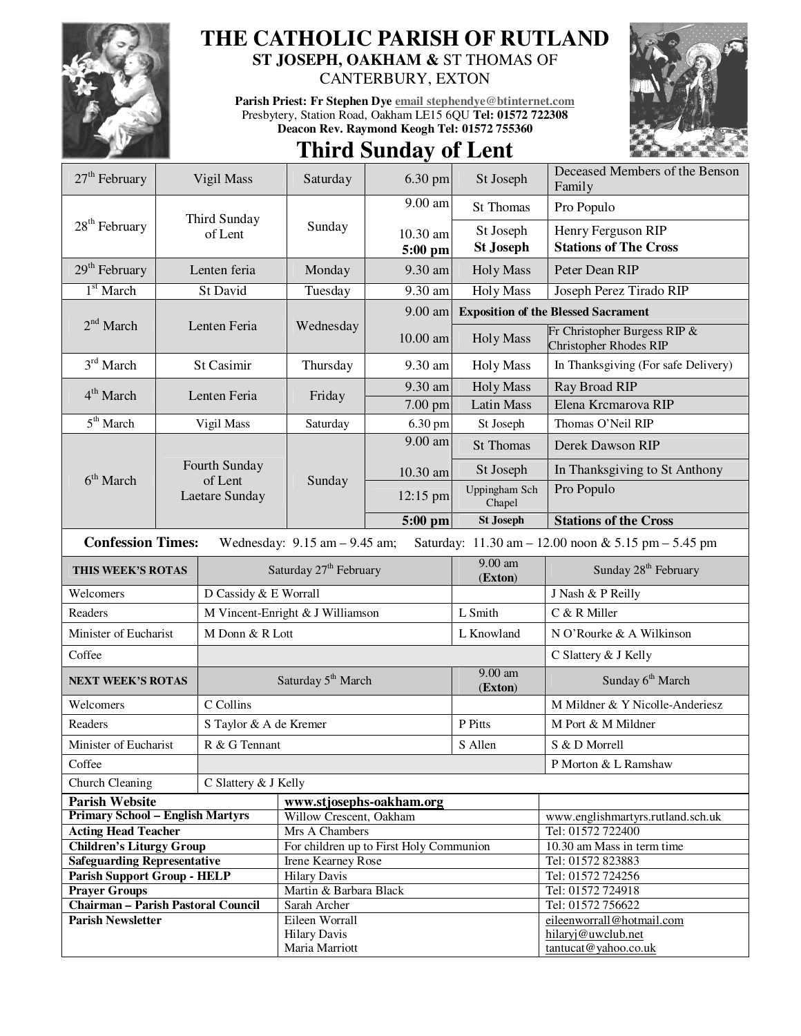# THE CATHOLIC PARISH OF RUTLAND

## ST JOSEPH, OAKHAM & ST THOMAS OF CANTERBURY, EXTON

**Parish Priest: Fr Stephen Dye** email stephendye@btinternet.com
Presbytery, Station Road, Oakham LE15 6QU **Tel: 01572 722308**
**Deacon Rev. Raymond Keogh Tel: 01572 755360**

## Third Sunday of Lent

| Date | Occasion | Day | Time | Location | Intention |
|---|---|---|---|---|---|
| 27th February | Vigil Mass | Saturday | 6.30 pm | St Joseph | Deceased Members of the Benson Family |
| 28th February | Third Sunday of Lent | Sunday | 9.00 am | St Thomas | Pro Populo |
| | | | 10.30 am | St Joseph | Henry Ferguson RIP |
| | | | **5:00 pm** | **St Joseph** | **Stations of The Cross** |
| 29th February | Lenten feria | Monday | 9.30 am | Holy Mass | Peter Dean RIP |
| 1st March | St David | Tuesday | 9.30 am | Holy Mass | Joseph Perez Tirado RIP |
| 2nd March | Lenten Feria | Wednesday | 9.00 am | **Exposition of the Blessed Sacrament** | |
| | | | 10.00 am | Holy Mass | Fr Christopher Burgess RIP & Christopher Rhodes RIP |
| 3rd March | St Casimir | Thursday | 9.30 am | Holy Mass | In Thanksgiving (For safe Delivery) |
| 4th March | Lenten Feria | Friday | 9.30 am | Holy Mass | Ray Broad RIP |
| | | | 7.00 pm | Latin Mass | Elena Krcmarova RIP |
| 5th March | Vigil Mass | Saturday | 6.30 pm | St Joseph | Thomas O'Neil RIP |
| 6th March | Fourth Sunday of Lent Laetare Sunday | Sunday | 9.00 am | St Thomas | Derek Dawson RIP |
| | | | 10.30 am | St Joseph | In Thanksgiving to St Anthony |
| | | | 12:15 pm | Uppingham Sch Chapel | Pro Populo |
| | | | **5:00 pm** | **St Joseph** | **Stations of the Cross** |

**Confession Times:** Wednesday: 9.15 am – 9.45 am; Saturday: 11.30 am – 12.00 noon & 5.15 pm – 5.45 pm

| THIS WEEK'S ROTAS | Saturday 27th February | 9.00 am (**Exton**) | Sunday 28th February |
|---|---|---|---|
| Welcomers | D Cassidy & E Worrall | | J Nash & P Reilly |
| Readers | M Vincent-Enright & J Williamson | L Smith | C & R Miller |
| Minister of Eucharist | M Donn & R Lott | L Knowland | N O'Rourke & A Wilkinson |
| Coffee | | | C Slattery & J Kelly |
| **NEXT WEEK'S ROTAS** | **Saturday 5th March** | **9.00 am (Exton)** | **Sunday 6th March** |
| Welcomers | C Collins | | M Mildner & Y Nicolle-Anderiesz |
| Readers | S Taylor & A de Kremer | P Pitts | M Port & M Mildner |
| Minister of Eucharist | R & G Tennant | S Allen | S & D Morrell |
| Coffee | | | P Morton & L Ramshaw |
| Church Cleaning | C Slattery & J Kelly | | |

| | | |
|---|---|---|
| **Parish Website** | **www.stjosephs-oakham.org** | |
| **Primary School – English Martyrs** | Willow Crescent, Oakham | www.englishmartyrs.rutland.sch.uk |
| **Acting Head Teacher** | Mrs A Chambers | Tel: 01572 722400 |
| **Children's Liturgy Group** | For children up to First Holy Communion | 10.30 am Mass in term time |
| **Safeguarding Representative** | Irene Kearney Rose | Tel: 01572 823883 |
| **Parish Support Group - HELP** | Hilary Davis | Tel: 01572 724256 |
| **Prayer Groups** | Martin & Barbara Black | Tel: 01572 724918 |
| **Chairman – Parish Pastoral Council** | Sarah Archer | Tel: 01572 756622 |
| **Parish Newsletter** | Eileen Worrall<br>Hilary Davis<br>Maria Marriott | eileenworrall@hotmail.com<br>hilaryj@uwclub.net<br>tantucat@yahoo.co.uk |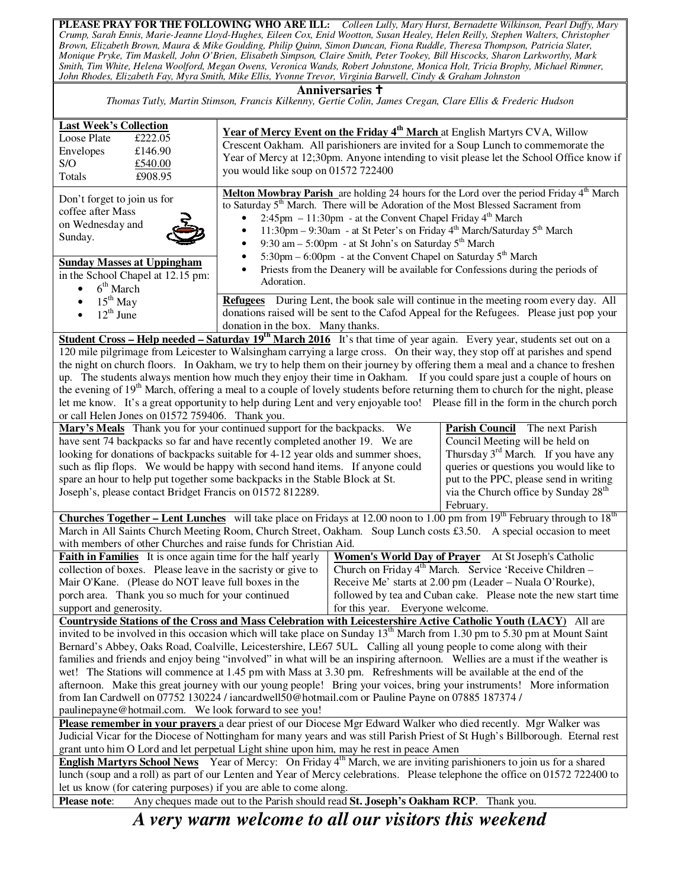**PLEASE PRAY FOR THE FOLLOWING WHO ARE ILL:** *Colleen Lully, Mary Hurst, Bernadette Wilkinson, Pearl Duffy, Mary Crump, Sarah Ennis, Marie-Jeanne Lloyd-Hughes, Eileen Cox, Enid Wootton, Susan Healey, Helen Reilly, Stephen Walters, Christopher Brown, Elizabeth Brown, Maura & Mike Goulding, Philip Quinn, Simon Duncan, Fiona Ruddle, Theresa Thompson, Patricia Slater, Monique Pryke, Tim Maskell, John O'Brien, Elisabeth Simpson, Claire Smith, Peter Tookey, Bill Hiscocks, Sharon Larkworthy, Mark Smith, Tim White, Helena Woolford, Megan Owens, Veronica Wands, Robert Johnstone, Monica Holt, Tricia Brophy, Michael Rimmer, John Rhodes, Elizabeth Fay, Myra Smith, Mike Ellis, Yvonne Trevor, Virginia Barwell, Cindy & Graham Johnston*

**Anniversaries ✝**

*Thomas Tutly, Martin Stimson, Francis Kilkenny, Gertie Colin, James Cregan, Clare Ellis & Frederic Hudson*

**Last Week's Collection**

| | |
|---|---|
| Loose Plate | £222.05 |
| Envelopes | £146.90 |
| S/O | £540.00 |
| Totals | £908.95 |

**Year of Mercy Event on the Friday 4th March** at English Martyrs CVA, Willow Crescent Oakham. All parishioners are invited for a Soup Lunch to commemorate the Year of Mercy at 12;30pm. Anyone intending to visit please let the School Office know if you would like soup on 01572 722400

Don't forget to join us for coffee after Mass on Wednesday and Sunday.

**Melton Mowbray Parish** are holding 24 hours for the Lord over the period Friday 4th March to Saturday 5th March. There will be Adoration of the Most Blessed Sacrament from

- 2:45pm – 11:30pm - at the Convent Chapel Friday 4th March
- 11:30pm – 9:30am - at St Peter's on Friday 4th March/Saturday 5th March
- 9:30 am – 5:00pm - at St John's on Saturday 5th March
- 5:30pm – 6:00pm - at the Convent Chapel on Saturday 5th March
- Priests from the Deanery will be available for Confessions during the periods of Adoration.

**Sunday Masses at Uppingham** in the School Chapel at 12.15 pm:

- 6th March
- 15th May
- 12th June

**Refugees** During Lent, the book sale will continue in the meeting room every day. All donations raised will be sent to the Cafod Appeal for the Refugees. Please just pop your donation in the box. Many thanks.

**Student Cross – Help needed – Saturday 19th March 2016** It's that time of year again. Every year, students set out on a 120 mile pilgrimage from Leicester to Walsingham carrying a large cross. On their way, they stop off at parishes and spend the night on church floors. In Oakham, we try to help them on their journey by offering them a meal and a chance to freshen up. The students always mention how much they enjoy their time in Oakham. If you could spare just a couple of hours on the evening of 19th March, offering a meal to a couple of lovely students before returning them to church for the night, please let me know. It's a great opportunity to help during Lent and very enjoyable too! Please fill in the form in the church porch or call Helen Jones on 01572 759406. Thank you.

**Mary's Meals** Thank you for your continued support for the backpacks. We have sent 74 backpacks so far and have recently completed another 19. We are looking for donations of backpacks suitable for 4-12 year olds and summer shoes, such as flip flops. We would be happy with second hand items. If anyone could spare an hour to help put together some backpacks in the Stable Block at St. Joseph's, please contact Bridget Francis on 01572 812289.

**Parish Council** The next Parish Council Meeting will be held on Thursday 3rd March. If you have any queries or questions you would like to put to the PPC, please send in writing via the Church office by Sunday 28th February.

**Churches Together – Lent Lunches** will take place on Fridays at 12.00 noon to 1.00 pm from 19th February through to 18th March in All Saints Church Meeting Room, Church Street, Oakham. Soup Lunch costs £3.50. A special occasion to meet with members of other Churches and raise funds for Christian Aid.

**Faith in Families** It is once again time for the half yearly collection of boxes. Please leave in the sacristy or give to Mair O'Kane. (Please do NOT leave full boxes in the porch area. Thank you so much for your continued support and generosity.

**Women's World Day of Prayer** At St Joseph's Catholic Church on Friday 4th March. Service 'Receive Children – Receive Me' starts at 2.00 pm (Leader – Nuala O'Rourke), followed by tea and Cuban cake. Please note the new start time for this year. Everyone welcome.

**Countryside Stations of the Cross and Mass Celebration with Leicestershire Active Catholic Youth (LACY)** All are invited to be involved in this occasion which will take place on Sunday 13th March from 1.30 pm to 5.30 pm at Mount Saint Bernard's Abbey, Oaks Road, Coalville, Leicestershire, LE67 5UL. Calling all young people to come along with their families and friends and enjoy being "involved" in what will be an inspiring afternoon. Wellies are a must if the weather is wet! The Stations will commence at 1.45 pm with Mass at 3.30 pm. Refreshments will be available at the end of the afternoon. Make this great journey with our young people! Bring your voices, bring your instruments! More information from Ian Cardwell on 07752 130224 / iancardwell50@hotmail.com or Pauline Payne on 07885 187374 / paulinepayne@hotmail.com. We look forward to see you!

**Please remember in your prayers** a dear priest of our Diocese Mgr Edward Walker who died recently. Mgr Walker was Judicial Vicar for the Diocese of Nottingham for many years and was still Parish Priest of St Hugh's Billborough. Eternal rest grant unto him O Lord and let perpetual Light shine upon him, may he rest in peace Amen

**English Martyrs School News** Year of Mercy: On Friday 4th March, we are inviting parishioners to join us for a shared lunch (soup and a roll) as part of our Lenten and Year of Mercy celebrations. Please telephone the office on 01572 722400 to let us know (for catering purposes) if you are able to come along.

**Please note**: Any cheques made out to the Parish should read **St. Joseph's Oakham RCP**. Thank you.

***A very warm welcome to all our visitors this weekend***